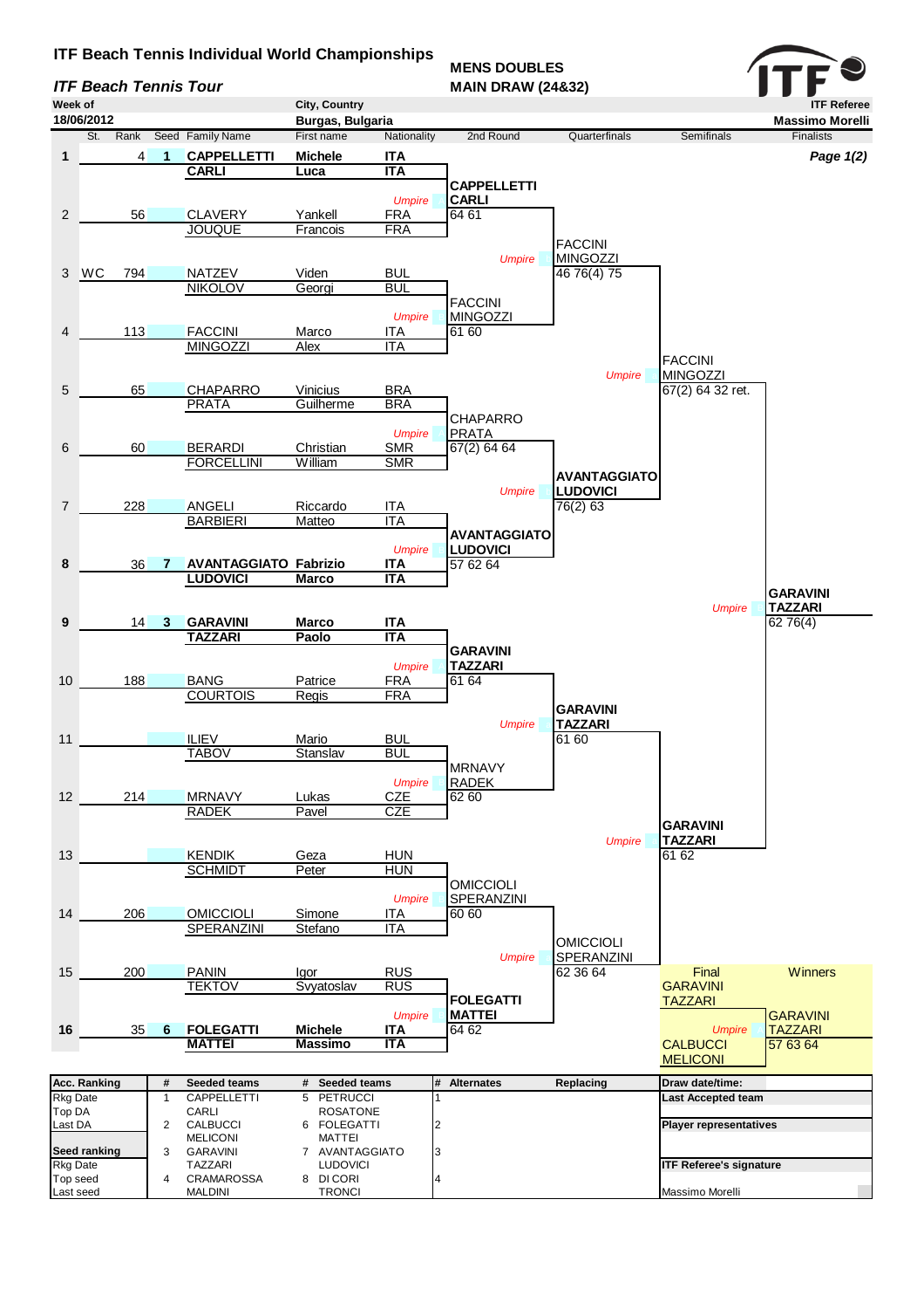# ITF Beach Tennis Individual World Championships

*ITF Beach Tennis Tour*

**MENS DOUBLES**
**MAIN DRAW (24&32)**

| Week of | City, Country | ITF Referee |
|---|---|---|
| 18/06/2012 | Burgas, Bulgaria | Massimo Morelli |

| St. | | Rank | Seed | Family Name | First name | Nationality | 2nd Round | Quarterfinals | Semifinals | Finalists |
|---|---|---|---|---|---|---|---|---|---|---|
| 1 | | 4 | 1 | **CAPPELLETTI** / **CARLI** | **Michele** / **Luca** | **ITA** / **ITA** | **CAPPELLETTI CARLI** 64 61 | | | |
| 2 | | 56 | | CLAVERY / JOUQUE | Yankell / Francois | FRA / FRA | | FACCINI MINGOZZI 46 76(4) 75 | | |
| 3 | WC | 794 | | NATZEV / NIKOLOV | Viden / Georgi | BUL / BUL | FACCINI MINGOZZI 61 60 | | | |
| 4 | | 113 | | FACCINI / MINGOZZI | Marco / Alex | ITA / ITA | | | FACCINI MINGOZZI 67(2) 64 32 ret. | |
| 5 | | 65 | | CHAPARRO / PRATA | Vinicius / Guilherme | BRA / BRA | CHAPARRO PRATA 67(2) 64 64 | | | |
| 6 | | 60 | | BERARDI / FORCELLINI | Christian / William | SMR / SMR | | **AVANTAGGIATO LUDOVICI** 76(2) 63 | | |
| 7 | | 228 | | ANGELI / BARBIERI | Riccardo / Matteo | ITA / ITA | **AVANTAGGIATO LUDOVICI** 57 62 64 | | | |
| 8 | | 36 | 7 | **AVANTAGGIATO** / **LUDOVICI** | **Fabrizio** / **Marco** | **ITA** / **ITA** | | | | **GARAVINI TAZZARI** 62 76(4) |
| 9 | | 14 | 3 | **GARAVINI** / **TAZZARI** | **Marco** / **Paolo** | **ITA** / **ITA** | **GARAVINI TAZZARI** 61 64 | | | |
| 10 | | 188 | | BANG / COURTOIS | Patrice / Regis | FRA / FRA | | **GARAVINI TAZZARI** 61 60 | | |
| 11 | | | | ILIEV / TABOV | Mario / Stanslav | BUL / BUL | MRNAVY RADEK 62 60 | | | |
| 12 | | 214 | | MRNAVY / RADEK | Lukas / Pavel | CZE / CZE | | | **GARAVINI TAZZARI** 61 62 | |
| 13 | | | | KENDIK / SCHMIDT | Geza / Peter | HUN / HUN | OMICCIOLI SPERANZINI 60 60 | | | |
| 14 | | 206 | | OMICCIOLI / SPERANZINI | Simone / Stefano | ITA / ITA | | OMICCIOLI SPERANZINI 62 36 64 | | |
| 15 | | 200 | | PANIN / TEKTOV | Igor / Svyatoslav | RUS / RUS | **FOLEGATTI MATTEI** 64 62 | | | |
| 16 | | 35 | 6 | **FOLEGATTI** / **MATTEI** | **Michele** / **Massimo** | **ITA** / **ITA** | | | | |

**Final:** GARAVINI TAZZARI vs CALBUCCI MELICONI

**Winners:** GARAVINI TAZZARI 57 63 64

| Acc. Ranking | # | Seeded teams | # | Seeded teams | # | Alternates | Replacing | Draw date/time: |
|---|---|---|---|---|---|---|---|---|
| Rkg Date | 1 | CAPPELLETTI / CARLI | 5 | PETRUCCI / ROSATONE | 1 | | | **Last Accepted team** |
| Top DA | | | | | | | | |
| Last DA | 2 | CALBUCCI / MELICONI | 6 | FOLEGATTI / MATTEI | 2 | | | **Player representatives** |
| **Seed ranking** | 3 | GARAVINI / TAZZARI | 7 | AVANTAGGIATO / LUDOVICI | 3 | | | |
| Rkg Date | | | | | | | | **ITF Referee's signature** |
| Top seed | 4 | CRAMAROSSA / MALDINI | 8 | DI CORI / TRONCI | 4 | | | |
| Last seed | | | | | | | | Massimo Morelli |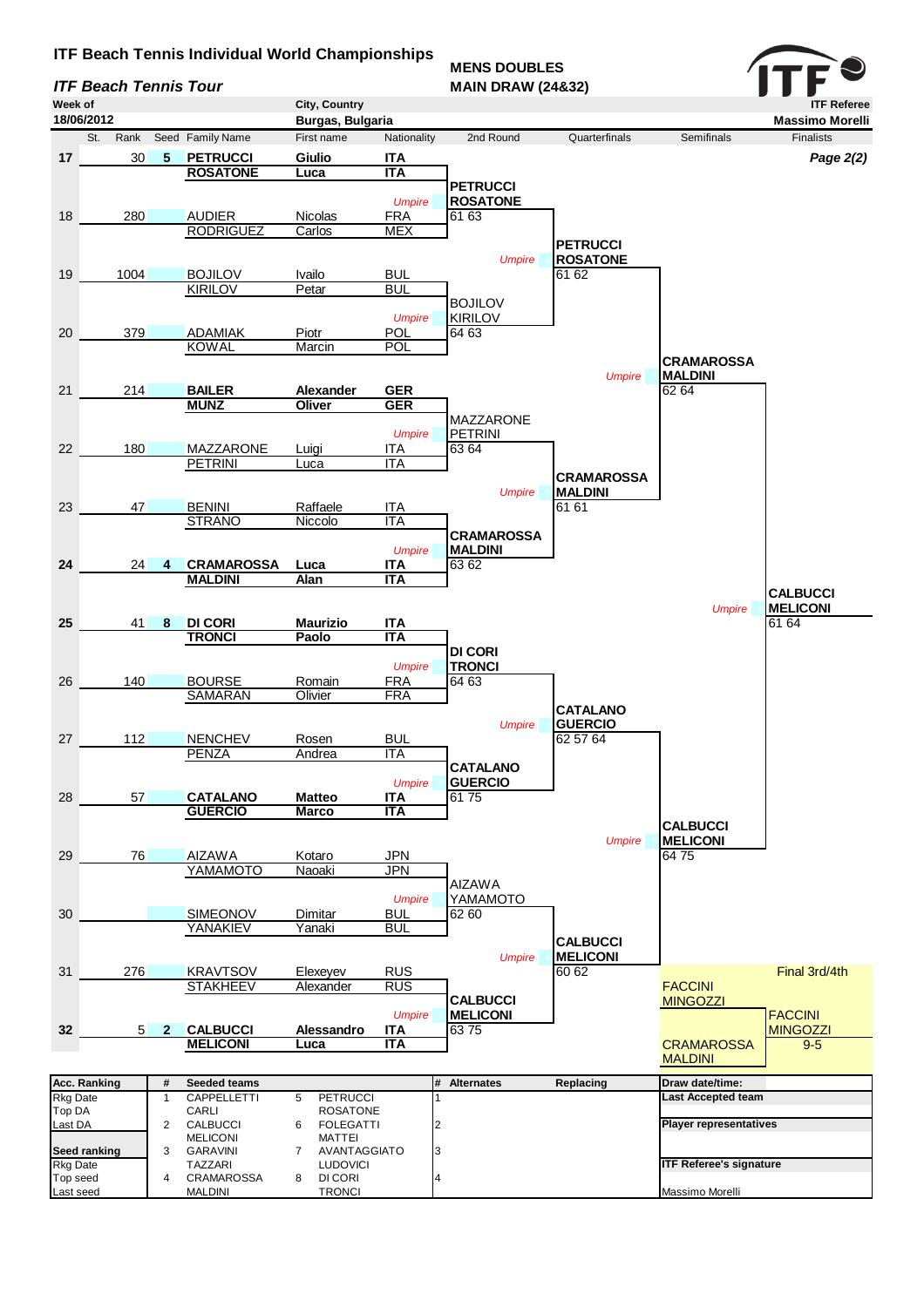# ITF Beach Tennis Individual World Championships

*ITF Beach Tennis Tour*

**MENS DOUBLES**
**MAIN DRAW (24&32)**

| Week of | City, Country | ITF Referee |
|---|---|---|
| 18/06/2012 | Burgas, Bulgaria | Massimo Morelli |

*Page 2(2)*

| St. | Rank | Seed | Family Name | First name | Nationality |
|---|---|---|---|---|---|
| 17 | 30 | 5 | PETRUCCI | Giulio | ITA |
| | | | ROSATONE | Luca | ITA |
| 18 | 280 | | AUDIER | Nicolas | FRA |
| | | | RODRIGUEZ | Carlos | MEX |
| 19 | 1004 | | BOJILOV | Ivailo | BUL |
| | | | KIRILOV | Petar | BUL |
| 20 | 379 | | ADAMIAK | Piotr | POL |
| | | | KOWAL | Marcin | POL |
| 21 | 214 | | BAILER | Alexander | GER |
| | | | MUNZ | Oliver | GER |
| 22 | 180 | | MAZZARONE | Luigi | ITA |
| | | | PETRINI | Luca | ITA |
| 23 | 47 | | BENINI | Raffaele | ITA |
| | | | STRANO | Niccolo | ITA |
| 24 | 24 | 4 | CRAMAROSSA | Luca | ITA |
| | | | MALDINI | Alan | ITA |
| 25 | 41 | 8 | DI CORI | Maurizio | ITA |
| | | | TRONCI | Paolo | ITA |
| 26 | 140 | | BOURSE | Romain | FRA |
| | | | SAMARAN | Olivier | FRA |
| 27 | 112 | | NENCHEV | Rosen | BUL |
| | | | PENZA | Andrea | ITA |
| 28 | 57 | | CATALANO | Matteo | ITA |
| | | | GUERCIO | Marco | ITA |
| 29 | 76 | | AIZAWA | Kotaro | JPN |
| | | | YAMAMOTO | Naoaki | JPN |
| 30 | | | SIMEONOV | Dimitar | BUL |
| | | | YANAKIEV | Yanaki | BUL |
| 31 | 276 | | KRAVTSOV | Elexeyev | RUS |
| | | | STAKHEEV | Alexander | RUS |
| 32 | 5 | 2 | CALBUCCI | Alessandro | ITA |
| | | | MELICONI | Luca | ITA |

## 2nd Round

- PETRUCCI / ROSATONE 61 63
- BOJILOV / KIRILOV 64 63
- MAZZARONE / PETRINI 63 64
- CRAMAROSSA / MALDINI 63 62
- DI CORI / TRONCI 64 63
- CATALANO / GUERCIO 61 75
- AIZAWA / YAMAMOTO 62 60
- CALBUCCI / MELICONI 63 75

## Quarterfinals

- PETRUCCI / ROSATONE 61 62
- CRAMAROSSA / MALDINI 61 61
- CATALANO / GUERCIO 62 57 64
- CALBUCCI / MELICONI 60 62

## Semifinals

- CRAMAROSSA / MALDINI 62 64
- CALBUCCI / MELICONI 64 75

## Finalists

- CALBUCCI / MELICONI 61 64

## Final 3rd/4th

- FACCINI / MINGOZZI vs CRAMAROSSA / MALDINI
- FACCINI / MINGOZZI 9-5

| Acc. Ranking | # | Seeded teams | # | | # | Alternates | Replacing | Draw date/time: |
|---|---|---|---|---|---|---|---|---|
| Rkg Date | 1 | CAPPELLETTI | 5 | PETRUCCI | 1 | | | Last Accepted team |
| Top DA | | CARLI | | ROSATONE | | | | |
| Last DA | 2 | CALBUCCI | 6 | FOLEGATTI | 2 | | | Player representatives |
| | | MELICONI | | MATTEI | | | | |
| Seed ranking | 3 | GARAVINI | 7 | AVANTAGGIATO | 3 | | | |
| Rkg Date | | TAZZARI | | LUDOVICI | | | | ITF Referee's signature |
| Top seed | 4 | CRAMAROSSA | 8 | DI CORI | 4 | | | |
| Last seed | | MALDINI | | TRONCI | | | | Massimo Morelli |